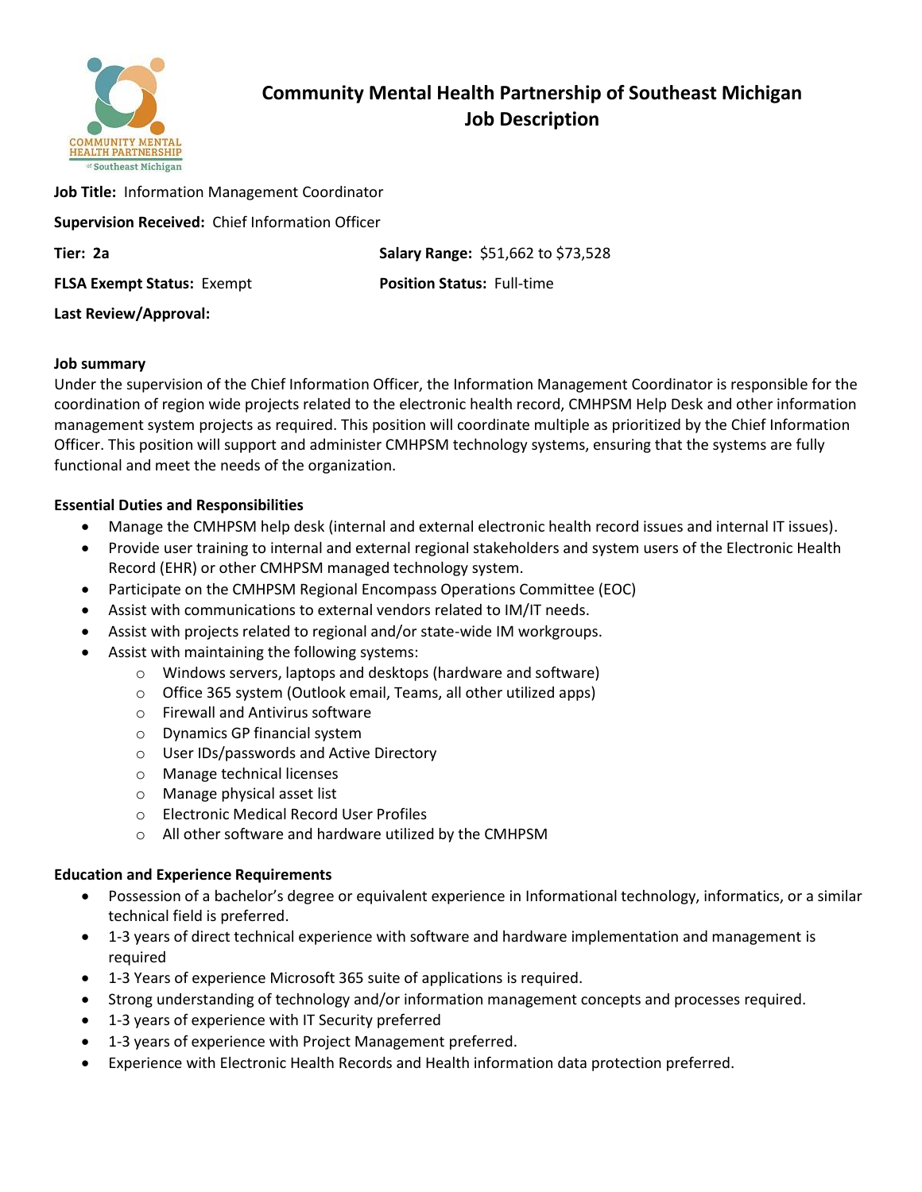# Community Mental Health Partnership of Southeast Michigan
## Job Description

**Job Title:** Information Management Coordinator

**Supervision Received:** Chief Information Officer

**Tier: 2a** **Salary Range:** $51,662 to $73,528

**FLSA Exempt Status:** Exempt **Position Status:** Full-time

**Last Review/Approval:**

### Job summary

Under the supervision of the Chief Information Officer, the Information Management Coordinator is responsible for the coordination of region wide projects related to the electronic health record, CMHPSM Help Desk and other information management system projects as required. This position will coordinate multiple as prioritized by the Chief Information Officer. This position will support and administer CMHPSM technology systems, ensuring that the systems are fully functional and meet the needs of the organization.

### Essential Duties and Responsibilities

- Manage the CMHPSM help desk (internal and external electronic health record issues and internal IT issues).
- Provide user training to internal and external regional stakeholders and system users of the Electronic Health Record (EHR) or other CMHPSM managed technology system.
- Participate on the CMHPSM Regional Encompass Operations Committee (EOC)
- Assist with communications to external vendors related to IM/IT needs.
- Assist with projects related to regional and/or state-wide IM workgroups.
- Assist with maintaining the following systems:
  - Windows servers, laptops and desktops (hardware and software)
  - Office 365 system (Outlook email, Teams, all other utilized apps)
  - Firewall and Antivirus software
  - Dynamics GP financial system
  - User IDs/passwords and Active Directory
  - Manage technical licenses
  - Manage physical asset list
  - Electronic Medical Record User Profiles
  - All other software and hardware utilized by the CMHPSM

### Education and Experience Requirements

- Possession of a bachelor's degree or equivalent experience in Informational technology, informatics, or a similar technical field is preferred.
- 1-3 years of direct technical experience with software and hardware implementation and management is required
- 1-3 Years of experience Microsoft 365 suite of applications is required.
- Strong understanding of technology and/or information management concepts and processes required.
- 1-3 years of experience with IT Security preferred
- 1-3 years of experience with Project Management preferred.
- Experience with Electronic Health Records and Health information data protection preferred.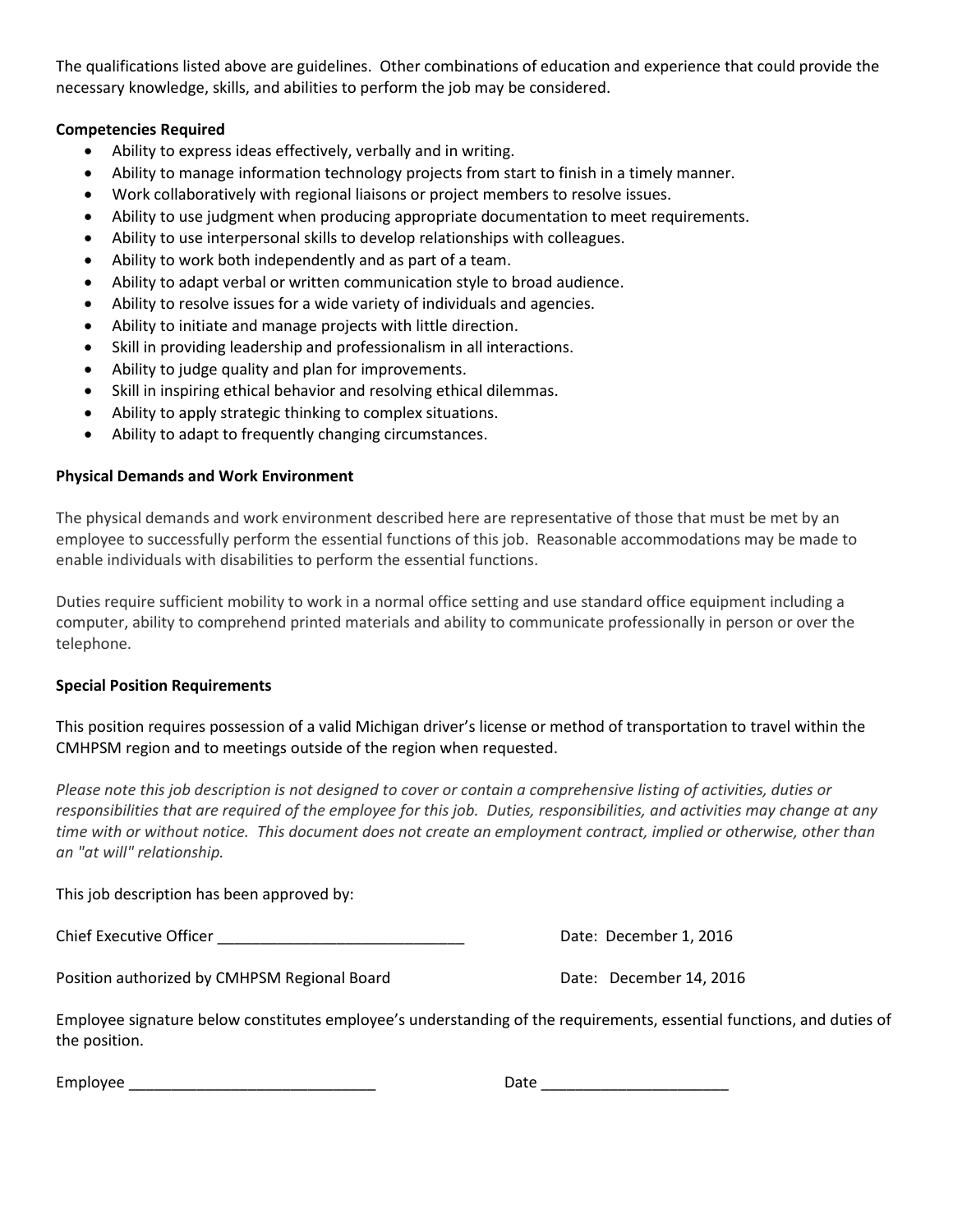The qualifications listed above are guidelines. Other combinations of education and experience that could provide the necessary knowledge, skills, and abilities to perform the job may be considered.

**Competencies Required**

- Ability to express ideas effectively, verbally and in writing.
- Ability to manage information technology projects from start to finish in a timely manner.
- Work collaboratively with regional liaisons or project members to resolve issues.
- Ability to use judgment when producing appropriate documentation to meet requirements.
- Ability to use interpersonal skills to develop relationships with colleagues.
- Ability to work both independently and as part of a team.
- Ability to adapt verbal or written communication style to broad audience.
- Ability to resolve issues for a wide variety of individuals and agencies.
- Ability to initiate and manage projects with little direction.
- Skill in providing leadership and professionalism in all interactions.
- Ability to judge quality and plan for improvements.
- Skill in inspiring ethical behavior and resolving ethical dilemmas.
- Ability to apply strategic thinking to complex situations.
- Ability to adapt to frequently changing circumstances.

**Physical Demands and Work Environment**

The physical demands and work environment described here are representative of those that must be met by an employee to successfully perform the essential functions of this job. Reasonable accommodations may be made to enable individuals with disabilities to perform the essential functions.

Duties require sufficient mobility to work in a normal office setting and use standard office equipment including a computer, ability to comprehend printed materials and ability to communicate professionally in person or over the telephone.

**Special Position Requirements**

This position requires possession of a valid Michigan driver's license or method of transportation to travel within the CMHPSM region and to meetings outside of the region when requested.

*Please note this job description is not designed to cover or contain a comprehensive listing of activities, duties or responsibilities that are required of the employee for this job. Duties, responsibilities, and activities may change at any time with or without notice. This document does not create an employment contract, implied or otherwise, other than an "at will" relationship.*

This job description has been approved by:

Chief Executive Officer _____________________________ Date: December 1, 2016

Position authorized by CMHPSM Regional Board Date: December 14, 2016

Employee signature below constitutes employee's understanding of the requirements, essential functions, and duties of the position.

Employee _____________________________ Date ______________________